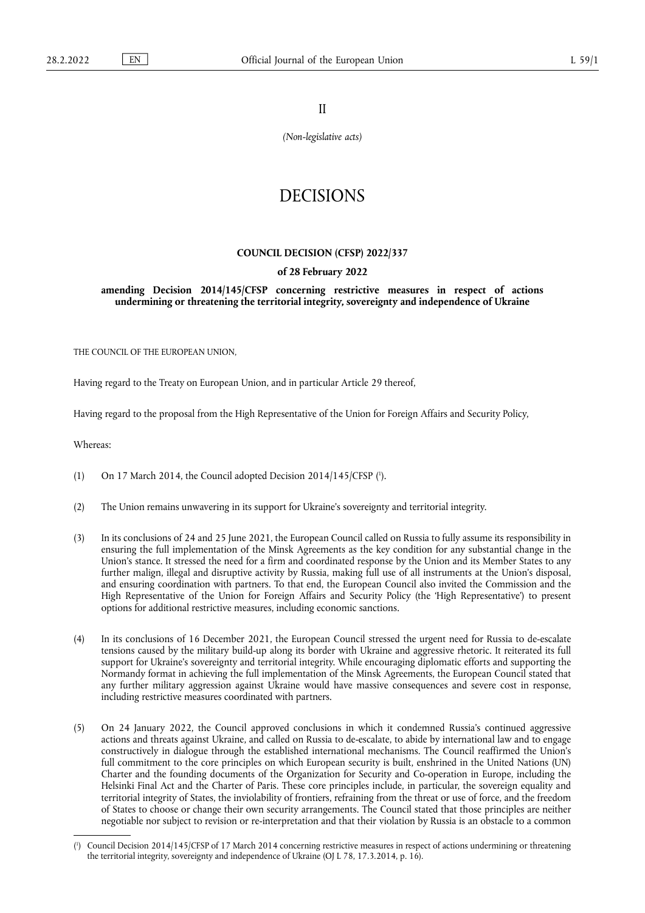II

*(Non-legislative acts)*

# DECISIONS

## COUNCIL DECISION (CFSP) 2022/337

### of 28 February 2022

### amending Decision 2014/145/CFSP concerning restrictive measures in respect of actions undermining or threatening the territorial integrity, sovereignty and independence of Ukraine

THE COUNCIL OF THE EUROPEAN UNION,

Having regard to the Treaty on European Union, and in particular Article 29 thereof,

Having regard to the proposal from the High Representative of the Union for Foreign Affairs and Security Policy,

Whereas:

(1) On 17 March 2014, the Council adopted Decision 2014/145/CFSP [1].

(2) The Union remains unwavering in its support for Ukraine's sovereignty and territorial integrity.

(3) In its conclusions of 24 and 25 June 2021, the European Council called on Russia to fully assume its responsibility in ensuring the full implementation of the Minsk Agreements as the key condition for any substantial change in the Union's stance. It stressed the need for a firm and coordinated response by the Union and its Member States to any further malign, illegal and disruptive activity by Russia, making full use of all instruments at the Union's disposal, and ensuring coordination with partners. To that end, the European Council also invited the Commission and the High Representative of the Union for Foreign Affairs and Security Policy (the 'High Representative') to present options for additional restrictive measures, including economic sanctions.

(4) In its conclusions of 16 December 2021, the European Council stressed the urgent need for Russia to de-escalate tensions caused by the military build-up along its border with Ukraine and aggressive rhetoric. It reiterated its full support for Ukraine's sovereignty and territorial integrity. While encouraging diplomatic efforts and supporting the Normandy format in achieving the full implementation of the Minsk Agreements, the European Council stated that any further military aggression against Ukraine would have massive consequences and severe cost in response, including restrictive measures coordinated with partners.

(5) On 24 January 2022, the Council approved conclusions in which it condemned Russia's continued aggressive actions and threats against Ukraine, and called on Russia to de-escalate, to abide by international law and to engage constructively in dialogue through the established international mechanisms. The Council reaffirmed the Union's full commitment to the core principles on which European security is built, enshrined in the United Nations (UN) Charter and the founding documents of the Organization for Security and Co-operation in Europe, including the Helsinki Final Act and the Charter of Paris. These core principles include, in particular, the sovereign equality and territorial integrity of States, the inviolability of frontiers, refraining from the threat or use of force, and the freedom of States to choose or change their own security arrangements. The Council stated that those principles are neither negotiable nor subject to revision or re-interpretation and that their violation by Russia is an obstacle to a common

---

[1] Council Decision 2014/145/CFSP of 17 March 2014 concerning restrictive measures in respect of actions undermining or threatening the territorial integrity, sovereignty and independence of Ukraine (OJ L 78, 17.3.2014, p. 16).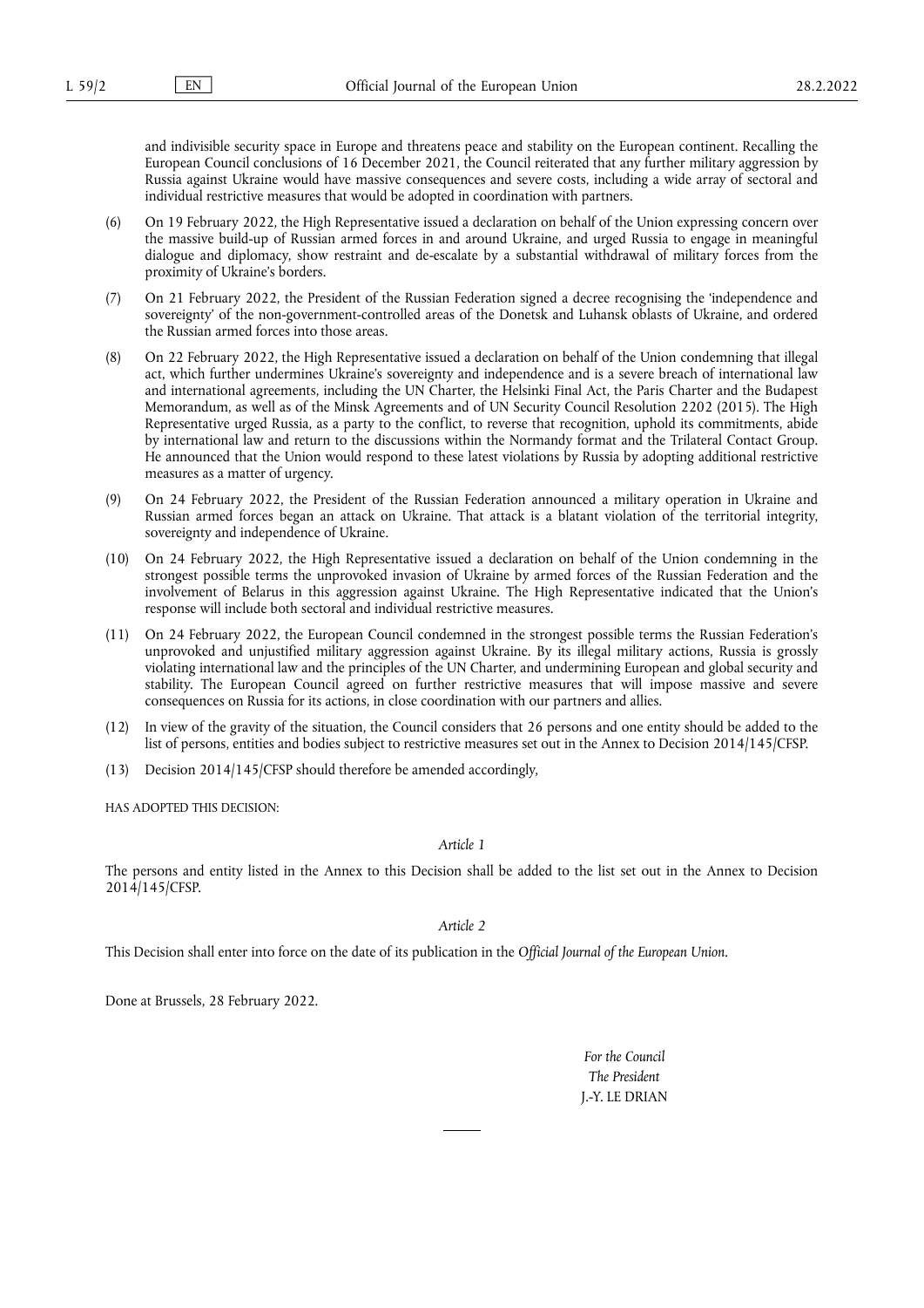and indivisible security space in Europe and threatens peace and stability on the European continent. Recalling the European Council conclusions of 16 December 2021, the Council reiterated that any further military aggression by Russia against Ukraine would have massive consequences and severe costs, including a wide array of sectoral and individual restrictive measures that would be adopted in coordination with partners.

(6) On 19 February 2022, the High Representative issued a declaration on behalf of the Union expressing concern over the massive build-up of Russian armed forces in and around Ukraine, and urged Russia to engage in meaningful dialogue and diplomacy, show restraint and de-escalate by a substantial withdrawal of military forces from the proximity of Ukraine's borders.

(7) On 21 February 2022, the President of the Russian Federation signed a decree recognising the 'independence and sovereignty' of the non-government-controlled areas of the Donetsk and Luhansk oblasts of Ukraine, and ordered the Russian armed forces into those areas.

(8) On 22 February 2022, the High Representative issued a declaration on behalf of the Union condemning that illegal act, which further undermines Ukraine's sovereignty and independence and is a severe breach of international law and international agreements, including the UN Charter, the Helsinki Final Act, the Paris Charter and the Budapest Memorandum, as well as of the Minsk Agreements and of UN Security Council Resolution 2202 (2015). The High Representative urged Russia, as a party to the conflict, to reverse that recognition, uphold its commitments, abide by international law and return to the discussions within the Normandy format and the Trilateral Contact Group. He announced that the Union would respond to these latest violations by Russia by adopting additional restrictive measures as a matter of urgency.

(9) On 24 February 2022, the President of the Russian Federation announced a military operation in Ukraine and Russian armed forces began an attack on Ukraine. That attack is a blatant violation of the territorial integrity, sovereignty and independence of Ukraine.

(10) On 24 February 2022, the High Representative issued a declaration on behalf of the Union condemning in the strongest possible terms the unprovoked invasion of Ukraine by armed forces of the Russian Federation and the involvement of Belarus in this aggression against Ukraine. The High Representative indicated that the Union's response will include both sectoral and individual restrictive measures.

(11) On 24 February 2022, the European Council condemned in the strongest possible terms the Russian Federation's unprovoked and unjustified military aggression against Ukraine. By its illegal military actions, Russia is grossly violating international law and the principles of the UN Charter, and undermining European and global security and stability. The European Council agreed on further restrictive measures that will impose massive and severe consequences on Russia for its actions, in close coordination with our partners and allies.

(12) In view of the gravity of the situation, the Council considers that 26 persons and one entity should be added to the list of persons, entities and bodies subject to restrictive measures set out in the Annex to Decision 2014/145/CFSP.

(13) Decision 2014/145/CFSP should therefore be amended accordingly,

HAS ADOPTED THIS DECISION:

*Article 1*

The persons and entity listed in the Annex to this Decision shall be added to the list set out in the Annex to Decision 2014/145/CFSP.

*Article 2*

This Decision shall enter into force on the date of its publication in the *Official Journal of the European Union*.

Done at Brussels, 28 February 2022.

*For the Council*
*The President*
J.-Y. LE DRIAN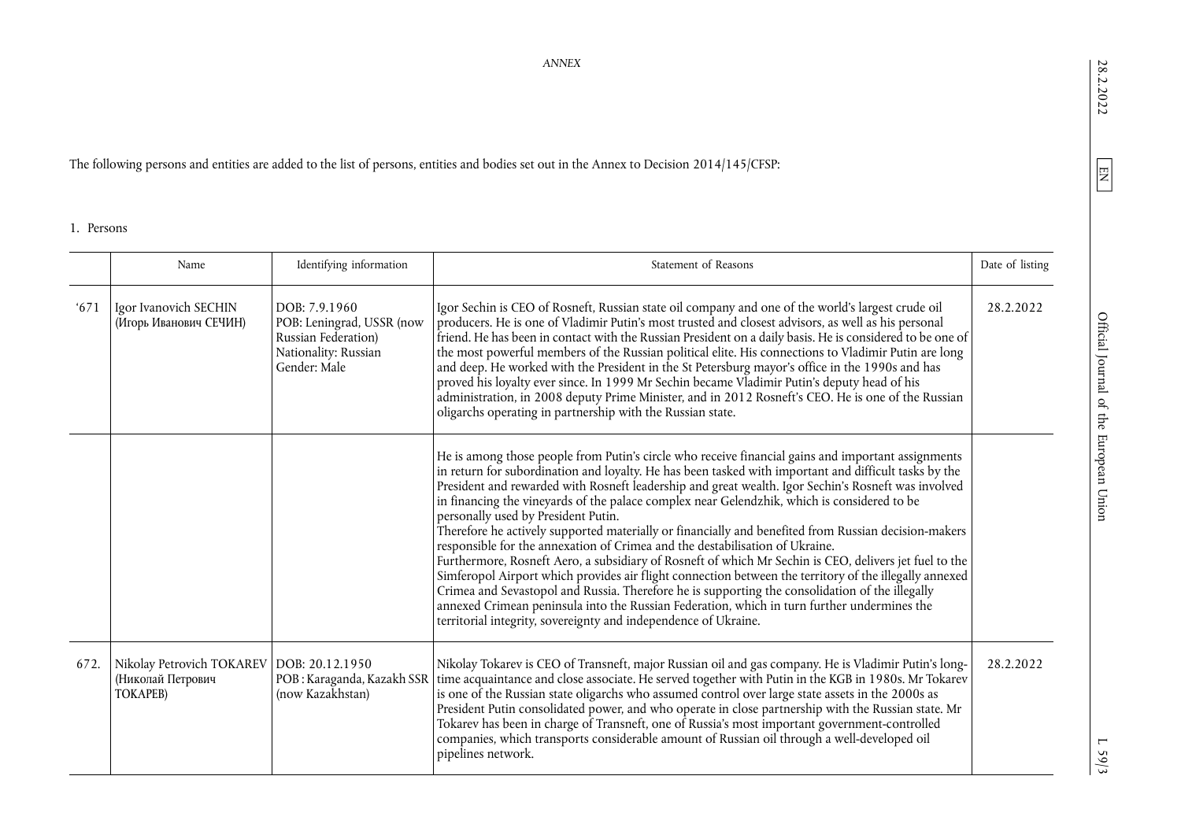*ANNEX*

The following persons and entities are added to the list of persons, entities and bodies set out in the Annex to Decision 2014/145/CFSP:

1. Persons

| | Name | Identifying information | Statement of Reasons | Date of listing |
|---|---|---|---|---|
| ‘671 | Igor Ivanovich SECHIN (Игорь Иванович СЕЧИН) | DOB: 7.9.1960 POB: Leningrad, USSR (now Russian Federation) Nationality: Russian Gender: Male | Igor Sechin is CEO of Rosneft, Russian state oil company and one of the world’s largest crude oil producers. He is one of Vladimir Putin’s most trusted and closest advisors, as well as his personal friend. He has been in contact with the Russian President on a daily basis. He is considered to be one of the most powerful members of the Russian political elite. His connections to Vladimir Putin are long and deep. He worked with the President in the St Petersburg mayor’s office in the 1990s and has proved his loyalty ever since. In 1999 Mr Sechin became Vladimir Putin’s deputy head of his administration, in 2008 deputy Prime Minister, and in 2012 Rosneft’s CEO. He is one of the Russian oligarchs operating in partnership with the Russian state. | 28.2.2022 |
| | | | He is among those people from Putin’s circle who receive financial gains and important assignments in return for subordination and loyalty. He has been tasked with important and difficult tasks by the President and rewarded with Rosneft leadership and great wealth. Igor Sechin’s Rosneft was involved in financing the vineyards of the palace complex near Gelendzhik, which is considered to be personally used by President Putin. Therefore he actively supported materially or financially and benefited from Russian decision-makers responsible for the annexation of Crimea and the destabilisation of Ukraine. Furthermore, Rosneft Aero, a subsidiary of Rosneft of which Mr Sechin is CEO, delivers jet fuel to the Simferopol Airport which provides air flight connection between the territory of the illegally annexed Crimea and Sevastopol and Russia. Therefore he is supporting the consolidation of the illegally annexed Crimean peninsula into the Russian Federation, which in turn further undermines the territorial integrity, sovereignty and independence of Ukraine. | |
| 672. | Nikolay Petrovich TOKAREV (Николай Петрович ТОКАРЕВ) | DOB: 20.12.1950 POB : Karaganda, Kazakh SSR (now Kazakhstan) | Nikolay Tokarev is CEO of Transneft, major Russian oil and gas company. He is Vladimir Putin’s long-time acquaintance and close associate. He served together with Putin in the KGB in 1980s. Mr Tokarev is one of the Russian state oligarchs who assumed control over large state assets in the 2000s as President Putin consolidated power, and who operate in close partnership with the Russian state. Mr Tokarev has been in charge of Transneft, one of Russia’s most important government-controlled companies, which transports considerable amount of Russian oil through a well-developed oil pipelines network. | 28.2.2022 |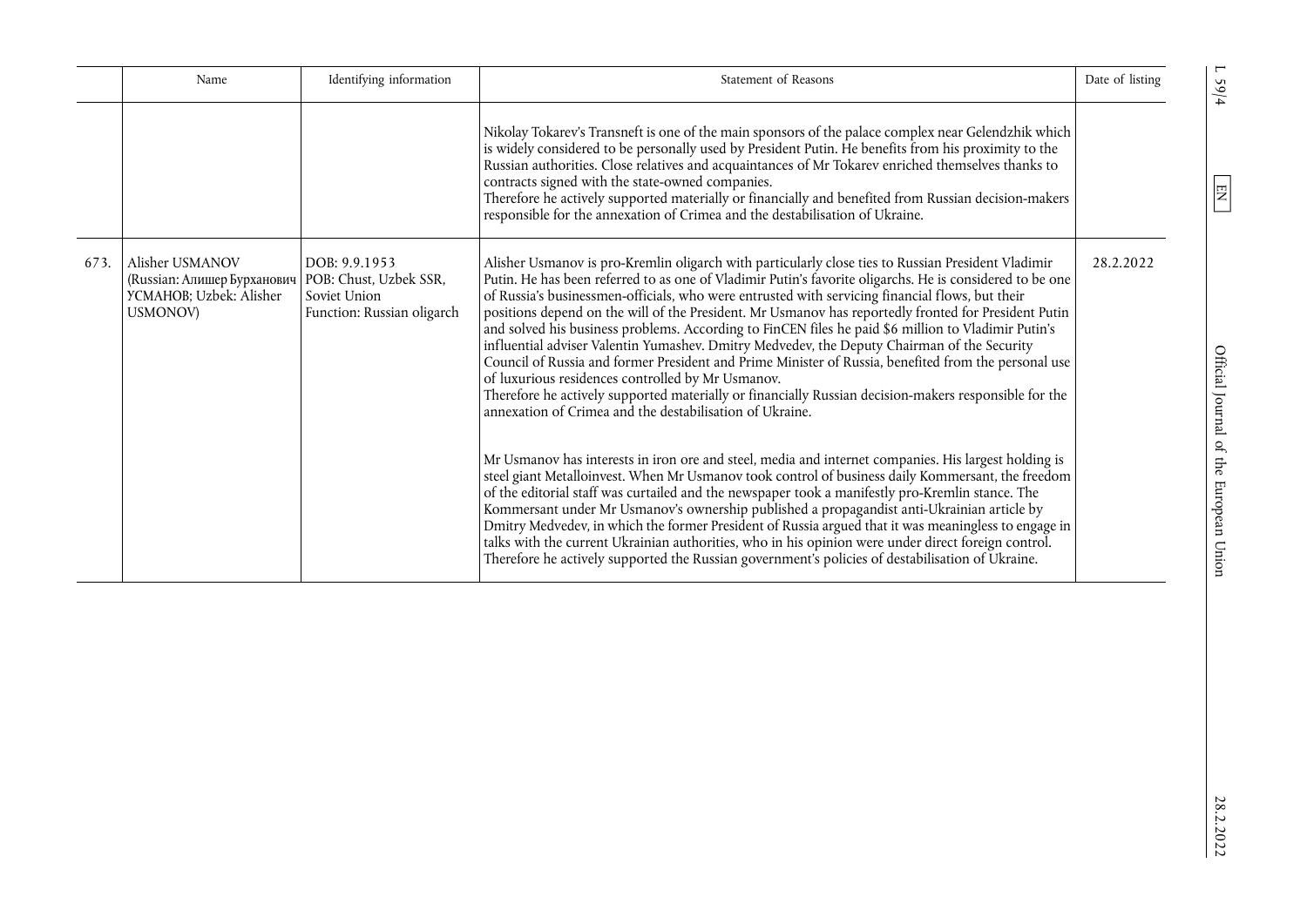| | Name | Identifying information | Statement of Reasons | Date of listing |
|---|---|---|---|---|
| | | | Nikolay Tokarev's Transneft is one of the main sponsors of the palace complex near Gelendzhik which is widely considered to be personally used by President Putin. He benefits from his proximity to the Russian authorities. Close relatives and acquaintances of Mr Tokarev enriched themselves thanks to contracts signed with the state-owned companies.<br>Therefore he actively supported materially or financially and benefited from Russian decision-makers responsible for the annexation of Crimea and the destabilisation of Ukraine. | |
| 673. | Alisher USMANOV (Russian: Алишер Бурханович УСМАНОВ; Uzbek: Alisher USMONOV) | DOB: 9.9.1953<br>POB: Chust, Uzbek SSR, Soviet Union<br>Function: Russian oligarch | Alisher Usmanov is pro-Kremlin oligarch with particularly close ties to Russian President Vladimir Putin. He has been referred to as one of Vladimir Putin's favorite oligarchs. He is considered to be one of Russia's businessmen-officials, who were entrusted with servicing financial flows, but their positions depend on the will of the President. Mr Usmanov has reportedly fronted for President Putin and solved his business problems. According to FinCEN files he paid $6 million to Vladimir Putin's influential adviser Valentin Yumashev. Dmitry Medvedev, the Deputy Chairman of the Security Council of Russia and former President and Prime Minister of Russia, benefited from the personal use of luxurious residences controlled by Mr Usmanov.<br>Therefore he actively supported materially or financially Russian decision-makers responsible for the annexation of Crimea and the destabilisation of Ukraine.<br><br>Mr Usmanov has interests in iron ore and steel, media and internet companies. His largest holding is steel giant Metalloinvest. When Mr Usmanov took control of business daily Kommersant, the freedom of the editorial staff was curtailed and the newspaper took a manifestly pro-Kremlin stance. The Kommersant under Mr Usmanov's ownership published a propagandist anti-Ukrainian article by Dmitry Medvedev, in which the former President of Russia argued that it was meaningless to engage in talks with the current Ukrainian authorities, who in his opinion were under direct foreign control.<br>Therefore he actively supported the Russian government's policies of destabilisation of Ukraine. | 28.2.2022 |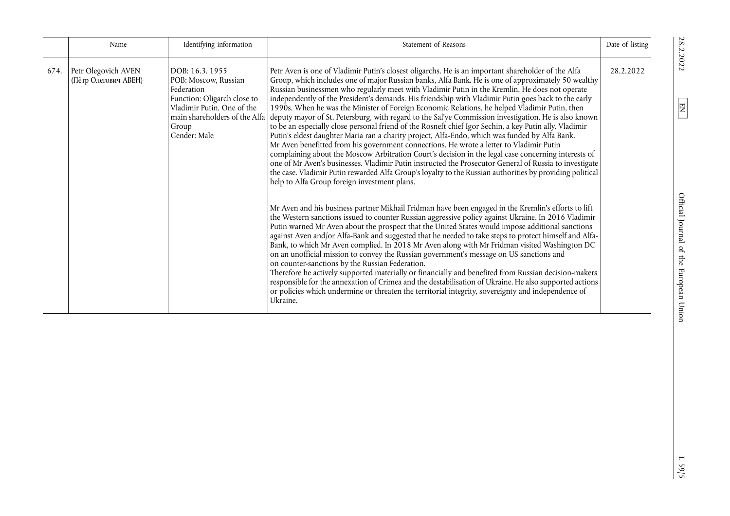| | Name | Identifying information | Statement of Reasons | Date of listing |
|---|---|---|---|---|
| 674. | Petr Olegovich AVEN (Пётр Олегович АВЕН) | DOB: 16.3.1955<br>POB: Moscow, Russian Federation<br>Function: Oligarch close to Vladimir Putin. One of the main shareholders of the Alfa Group<br>Gender: Male | Petr Aven is one of Vladimir Putin's closest oligarchs. He is an important shareholder of the Alfa Group, which includes one of major Russian banks, Alfa Bank. He is one of approximately 50 wealthy Russian businessmen who regularly meet with Vladimir Putin in the Kremlin. He does not operate independently of the President's demands. His friendship with Vladimir Putin goes back to the early 1990s. When he was the Minister of Foreign Economic Relations, he helped Vladimir Putin, then deputy mayor of St. Petersburg, with regard to the Sal'ye Commission investigation. He is also known to be an especially close personal friend of the Rosneft chief Igor Sechin, a key Putin ally. Vladimir Putin's eldest daughter Maria ran a charity project, Alfa-Endo, which was funded by Alfa Bank. Mr Aven benefitted from his government connections. He wrote a letter to Vladimir Putin complaining about the Moscow Arbitration Court's decision in the legal case concerning interests of one of Mr Aven's businesses. Vladimir Putin instructed the Prosecutor General of Russia to investigate the case. Vladimir Putin rewarded Alfa Group's loyalty to the Russian authorities by providing political help to Alfa Group foreign investment plans.<br><br>Mr Aven and his business partner Mikhail Fridman have been engaged in the Kremlin's efforts to lift the Western sanctions issued to counter Russian aggressive policy against Ukraine. In 2016 Vladimir Putin warned Mr Aven about the prospect that the United States would impose additional sanctions against Aven and/or Alfa-Bank and suggested that he needed to take steps to protect himself and Alfa-Bank, to which Mr Aven complied. In 2018 Mr Aven along with Mr Fridman visited Washington DC on an unofficial mission to convey the Russian government's message on US sanctions and on counter-sanctions by the Russian Federation.<br>Therefore he actively supported materially or financially and benefited from Russian decision-makers responsible for the annexation of Crimea and the destabilisation of Ukraine. He also supported actions or policies which undermine or threaten the territorial integrity, sovereignty and independence of Ukraine. | 28.2.2022 |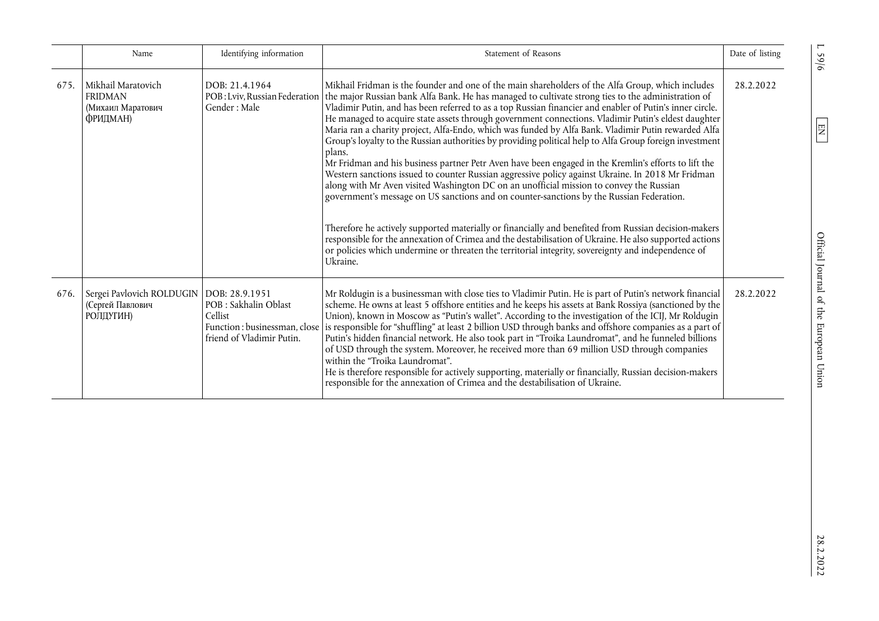| | Name | Identifying information | Statement of Reasons | Date of listing |
|---|---|---|---|---|
| 675. | Mikhail Maratovich FRIDMAN (Михаил Маратович ФРИДМАН) | DOB: 21.4.1964<br>POB : Lviv, Russian Federation<br>Gender : Male | Mikhail Fridman is the founder and one of the main shareholders of the Alfa Group, which includes the major Russian bank Alfa Bank. He has managed to cultivate strong ties to the administration of Vladimir Putin, and has been referred to as a top Russian financier and enabler of Putin's inner circle. He managed to acquire state assets through government connections. Vladimir Putin's eldest daughter Maria ran a charity project, Alfa-Endo, which was funded by Alfa Bank. Vladimir Putin rewarded Alfa Group's loyalty to the Russian authorities by providing political help to Alfa Group foreign investment plans.<br>Mr Fridman and his business partner Petr Aven have been engaged in the Kremlin's efforts to lift the Western sanctions issued to counter Russian aggressive policy against Ukraine. In 2018 Mr Fridman along with Mr Aven visited Washington DC on an unofficial mission to convey the Russian government's message on US sanctions and on counter-sanctions by the Russian Federation.<br><br>Therefore he actively supported materially or financially and benefited from Russian decision-makers responsible for the annexation of Crimea and the destabilisation of Ukraine. He also supported actions or policies which undermine or threaten the territorial integrity, sovereignty and independence of Ukraine. | 28.2.2022 |
| 676. | Sergei Pavlovich ROLDUGIN (Сергей Павлович РОЛДУГИН) | DOB: 28.9.1951<br>POB : Sakhalin Oblast<br>Cellist<br>Function : businessman, close friend of Vladimir Putin. | Mr Roldugin is a businessman with close ties to Vladimir Putin. He is part of Putin's network financial scheme. He owns at least 5 offshore entities and he keeps his assets at Bank Rossiya (sanctioned by the Union), known in Moscow as "Putin's wallet". According to the investigation of the ICIJ, Mr Roldugin is responsible for "shuffling" at least 2 billion USD through banks and offshore companies as a part of Putin's hidden financial network. He also took part in "Troika Laundromat", and he funneled billions of USD through the system. Moreover, he received more than 69 million USD through companies within the "Troika Laundromat".<br>He is therefore responsible for actively supporting, materially or financially, Russian decision-makers responsible for the annexation of Crimea and the destabilisation of Ukraine. | 28.2.2022 |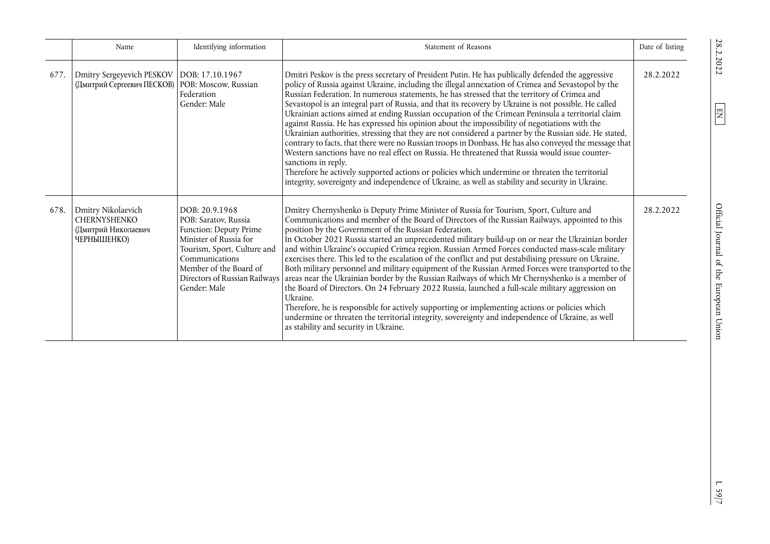|  | Name | Identifying information | Statement of Reasons | Date of listing |
|---|---|---|---|---|
| 677. | Dmitry Sergeyevich PESKOV (Дмитрий Сергеевич ПЕСКОВ) | DOB: 17.10.1967<br>POB: Moscow, Russian Federation<br>Gender: Male | Dmitri Peskov is the press secretary of President Putin. He has publically defended the aggressive policy of Russia against Ukraine, including the illegal annexation of Crimea and Sevastopol by the Russian Federation. In numerous statements, he has stressed that the territory of Crimea and Sevastopol is an integral part of Russia, and that its recovery by Ukraine is not possible. He called Ukrainian actions aimed at ending Russian occupation of the Crimean Peninsula a territorial claim against Russia. He has expressed his opinion about the impossibility of negotiations with the Ukrainian authorities, stressing that they are not considered a partner by the Russian side. He stated, contrary to facts, that there were no Russian troops in Donbass. He has also conveyed the message that Western sanctions have no real effect on Russia. He threatened that Russia would issue counter-sanctions in reply.<br>Therefore he actively supported actions or policies which undermine or threaten the territorial integrity, sovereignty and independence of Ukraine, as well as stability and security in Ukraine. | 28.2.2022 |
| 678. | Dmitry Nikolaevich CHERNYSHENKO (Дмитрий Николаевич ЧЕРНЫШЕНКО) | DOB: 20.9.1968<br>POB: Saratov, Russia<br>Function: Deputy Prime Minister of Russia for Tourism, Sport, Culture and Communications<br>Member of the Board of Directors of Russian Railways<br>Gender: Male | Dmitry Chernyshenko is Deputy Prime Minister of Russia for Tourism, Sport, Culture and Communications and member of the Board of Directors of the Russian Railways, appointed to this position by the Government of the Russian Federation.<br>In October 2021 Russia started an unprecedented military build-up on or near the Ukrainian border and within Ukraine's occupied Crimea region. Russian Armed Forces conducted mass-scale military exercises there. This led to the escalation of the conflict and put destabilising pressure on Ukraine. Both military personnel and military equipment of the Russian Armed Forces were transported to the areas near the Ukrainian border by the Russian Railways of which Mr Chernyshenko is a member of the Board of Directors. On 24 February 2022 Russia, launched a full-scale military aggression on Ukraine.<br>Therefore, he is responsible for actively supporting or implementing actions or policies which undermine or threaten the territorial integrity, sovereignty and independence of Ukraine, as well as stability and security in Ukraine. | 28.2.2022 |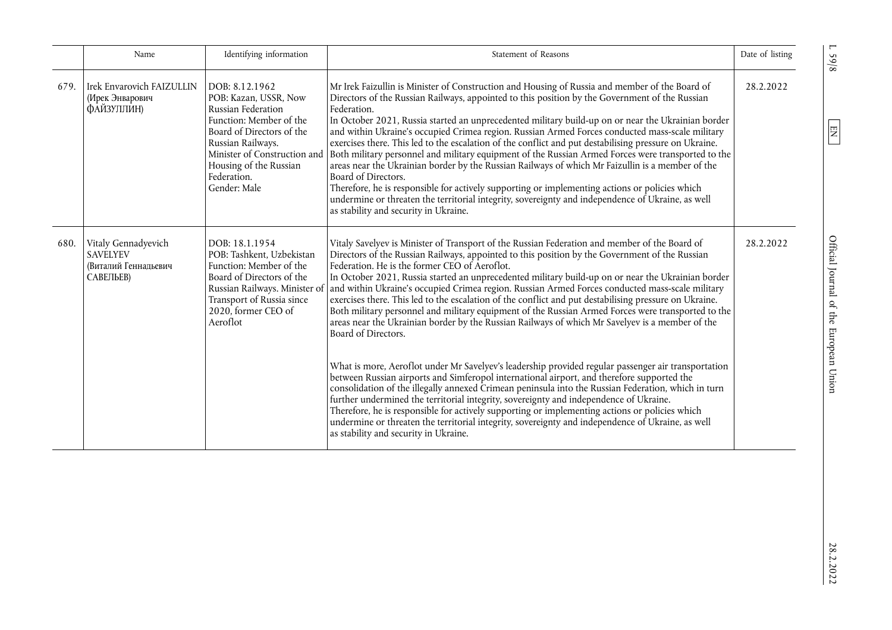| | Name | Identifying information | Statement of Reasons | Date of listing |
|---|---|---|---|---|
| 679. | Irek Envarovich FAIZULLIN (Ирек Энварович ФАЙЗУЛЛИН) | DOB: 8.12.1962<br>POB: Kazan, USSR, Now Russian Federation<br>Function: Member of the Board of Directors of the Russian Railways.<br>Minister of Construction and Housing of the Russian Federation.<br>Gender: Male | Mr Irek Faizullin is Minister of Construction and Housing of Russia and member of the Board of Directors of the Russian Railways, appointed to this position by the Government of the Russian Federation.<br>In October 2021, Russia started an unprecedented military build-up on or near the Ukrainian border and within Ukraine's occupied Crimea region. Russian Armed Forces conducted mass-scale military exercises there. This led to the escalation of the conflict and put destabilising pressure on Ukraine. Both military personnel and military equipment of the Russian Armed Forces were transported to the areas near the Ukrainian border by the Russian Railways of which Mr Faizullin is a member of the Board of Directors.<br>Therefore, he is responsible for actively supporting or implementing actions or policies which undermine or threaten the territorial integrity, sovereignty and independence of Ukraine, as well as stability and security in Ukraine. | 28.2.2022 |
| 680. | Vitaly Gennadyevich SAVELYEV (Виталий Геннадьевич САВЕЛЬЕВ) | DOB: 18.1.1954<br>POB: Tashkent, Uzbekistan<br>Function: Member of the Board of Directors of the Russian Railways. Minister of Transport of Russia since 2020, former CEO of Aeroflot | Vitaly Savelyev is Minister of Transport of the Russian Federation and member of the Board of Directors of the Russian Railways, appointed to this position by the Government of the Russian Federation. He is the former CEO of Aeroflot.<br>In October 2021, Russia started an unprecedented military build-up on or near the Ukrainian border and within Ukraine's occupied Crimea region. Russian Armed Forces conducted mass-scale military exercises there. This led to the escalation of the conflict and put destabilising pressure on Ukraine. Both military personnel and military equipment of the Russian Armed Forces were transported to the areas near the Ukrainian border by the Russian Railways of which Mr Savelyev is a member of the Board of Directors.<br><br>What is more, Aeroflot under Mr Savelyev's leadership provided regular passenger air transportation between Russian airports and Simferopol international airport, and therefore supported the consolidation of the illegally annexed Crimean peninsula into the Russian Federation, which in turn further undermined the territorial integrity, sovereignty and independence of Ukraine.<br>Therefore, he is responsible for actively supporting or implementing actions or policies which undermine or threaten the territorial integrity, sovereignty and independence of Ukraine, as well as stability and security in Ukraine. | 28.2.2022 |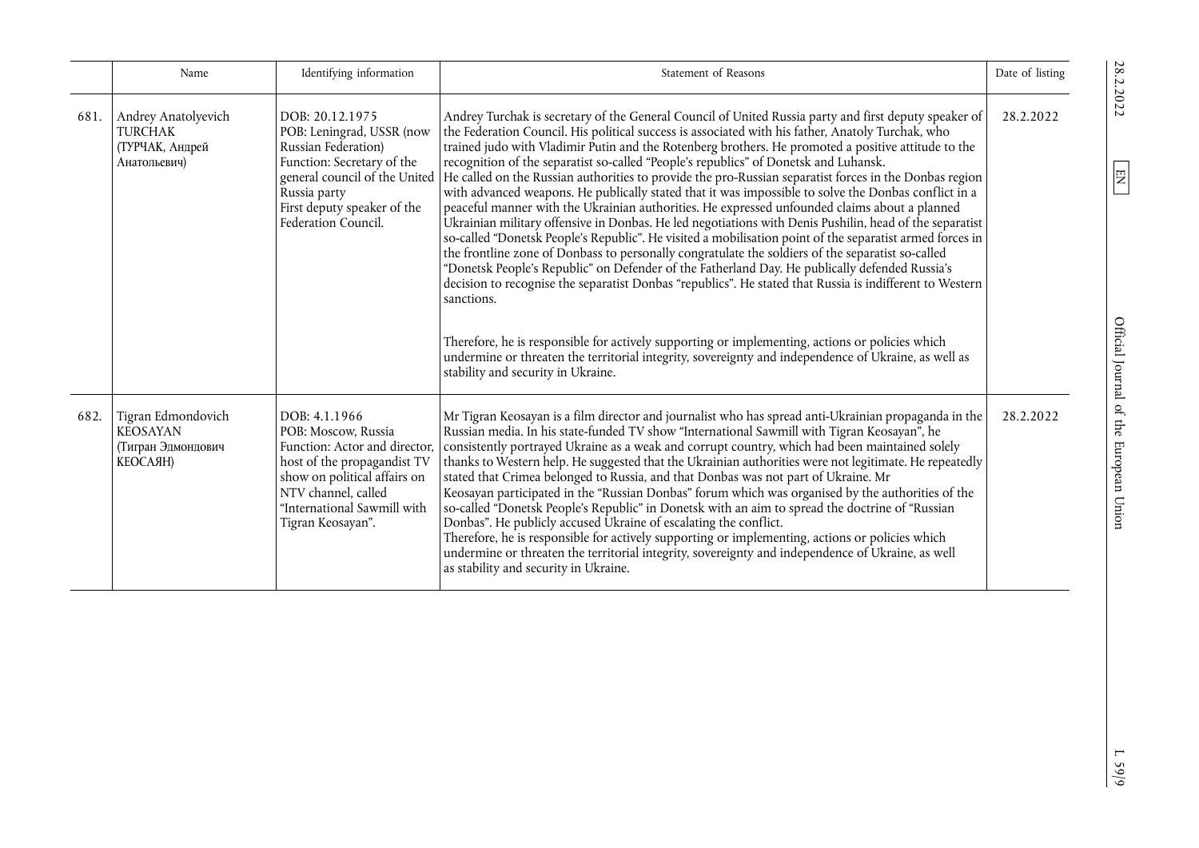| | Name | Identifying information | Statement of Reasons | Date of listing |
|---|---|---|---|---|
| 681. | Andrey Anatolyevich TURCHAK (ТУРЧАК, Андрей Анатольевич) | DOB: 20.12.1975 POB: Leningrad, USSR (now Russian Federation) Function: Secretary of the general council of the United Russia party First deputy speaker of the Federation Council. | Andrey Turchak is secretary of the General Council of United Russia party and first deputy speaker of the Federation Council. His political success is associated with his father, Anatoly Turchak, who trained judo with Vladimir Putin and the Rotenberg brothers. He promoted a positive attitude to the recognition of the separatist so-called "People's republics" of Donetsk and Luhansk. He called on the Russian authorities to provide the pro-Russian separatist forces in the Donbas region with advanced weapons. He publically stated that it was impossible to solve the Donbas conflict in a peaceful manner with the Ukrainian authorities. He expressed unfounded claims about a planned Ukrainian military offensive in Donbas. He led negotiations with Denis Pushilin, head of the separatist so-called "Donetsk People's Republic". He visited a mobilisation point of the separatist armed forces in the frontline zone of Donbass to personally congratulate the soldiers of the separatist so-called "Donetsk People's Republic" on Defender of the Fatherland Day. He publically defended Russia's decision to recognise the separatist Donbas "republics". He stated that Russia is indifferent to Western sanctions. Therefore, he is responsible for actively supporting or implementing, actions or policies which undermine or threaten the territorial integrity, sovereignty and independence of Ukraine, as well as stability and security in Ukraine. | 28.2.2022 |
| 682. | Tigran Edmondovich KEOSAYAN (Тигран Эдмондович КЕОСАЯН) | DOB: 4.1.1966 POB: Moscow, Russia Function: Actor and director, host of the propagandist TV show on political affairs on NTV channel, called "International Sawmill with Tigran Keosayan". | Mr Tigran Keosayan is a film director and journalist who has spread anti-Ukrainian propaganda in the Russian media. In his state-funded TV show "International Sawmill with Tigran Keosayan", he consistently portrayed Ukraine as a weak and corrupt country, which had been maintained solely thanks to Western help. He suggested that the Ukrainian authorities were not legitimate. He repeatedly stated that Crimea belonged to Russia, and that Donbas was not part of Ukraine. Mr Keosayan participated in the "Russian Donbas" forum which was organised by the authorities of the so-called "Donetsk People's Republic" in Donetsk with an aim to spread the doctrine of "Russian Donbas". He publicly accused Ukraine of escalating the conflict. Therefore, he is responsible for actively supporting or implementing, actions or policies which undermine or threaten the territorial integrity, sovereignty and independence of Ukraine, as well as stability and security in Ukraine. | 28.2.2022 |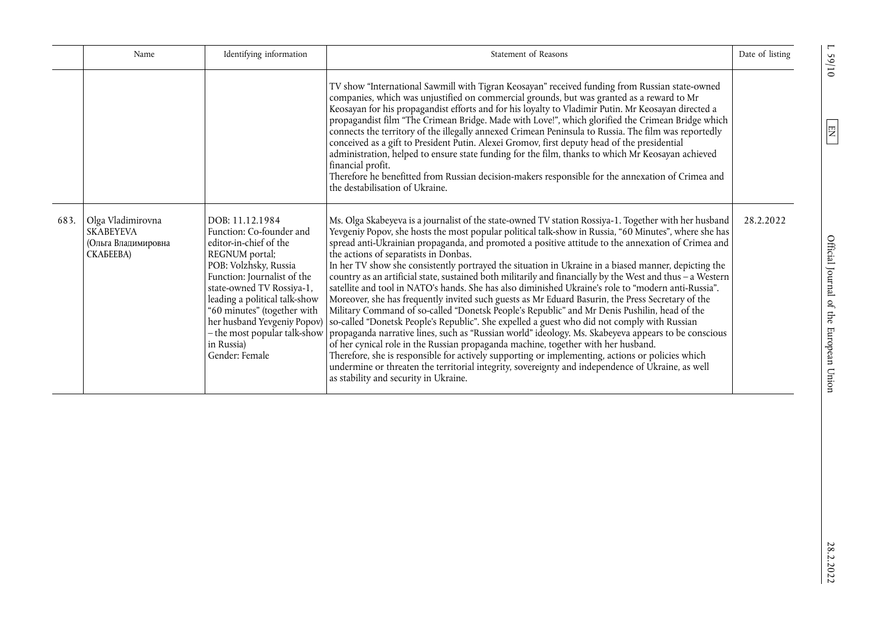| | Name | Identifying information | Statement of Reasons | Date of listing |
|---|---|---|---|---|
| | | | TV show "International Sawmill with Tigran Keosayan" received funding from Russian state-owned companies, which was unjustified on commercial grounds, but was granted as a reward to Mr Keosayan for his propagandist efforts and for his loyalty to Vladimir Putin. Mr Keosayan directed a propagandist film "The Crimean Bridge. Made with Love!", which glorified the Crimean Bridge which connects the territory of the illegally annexed Crimean Peninsula to Russia. The film was reportedly conceived as a gift to President Putin. Alexei Gromov, first deputy head of the presidential administration, helped to ensure state funding for the film, thanks to which Mr Keosayan achieved financial profit.<br>Therefore he benefitted from Russian decision-makers responsible for the annexation of Crimea and the destabilisation of Ukraine. | |
| 683. | Olga Vladimirovna SKABEYEVA<br>(Ольга Владимировна СКАБЕЕВА) | DOB: 11.12.1984<br>Function: Co-founder and editor-in-chief of the REGNUM portal;<br>POB: Volzhsky, Russia<br>Function: Journalist of the state-owned TV Rossiya-1, leading a political talk-show "60 minutes" (together with her husband Yevgeniy Popov) – the most popular talk-show in Russia)<br>Gender: Female | Ms. Olga Skabeyeva is a journalist of the state-owned TV station Rossiya-1. Together with her husband Yevgeniy Popov, she hosts the most popular political talk-show in Russia, "60 Minutes", where she has spread anti-Ukrainian propaganda, and promoted a positive attitude to the annexation of Crimea and the actions of separatists in Donbas.<br>In her TV show she consistently portrayed the situation in Ukraine in a biased manner, depicting the country as an artificial state, sustained both militarily and financially by the West and thus – a Western satellite and tool in NATO's hands. She has also diminished Ukraine's role to "modern anti-Russia". Moreover, she has frequently invited such guests as Mr Eduard Basurin, the Press Secretary of the Military Command of so-called "Donetsk People's Republic" and Mr Denis Pushilin, head of the so-called "Donetsk People's Republic". She expelled a guest who did not comply with Russian propaganda narrative lines, such as "Russian world" ideology. Ms. Skabeyeva appears to be conscious of her cynical role in the Russian propaganda machine, together with her husband.<br>Therefore, she is responsible for actively supporting or implementing, actions or policies which undermine or threaten the territorial integrity, sovereignty and independence of Ukraine, as well as stability and security in Ukraine. | 28.2.2022 |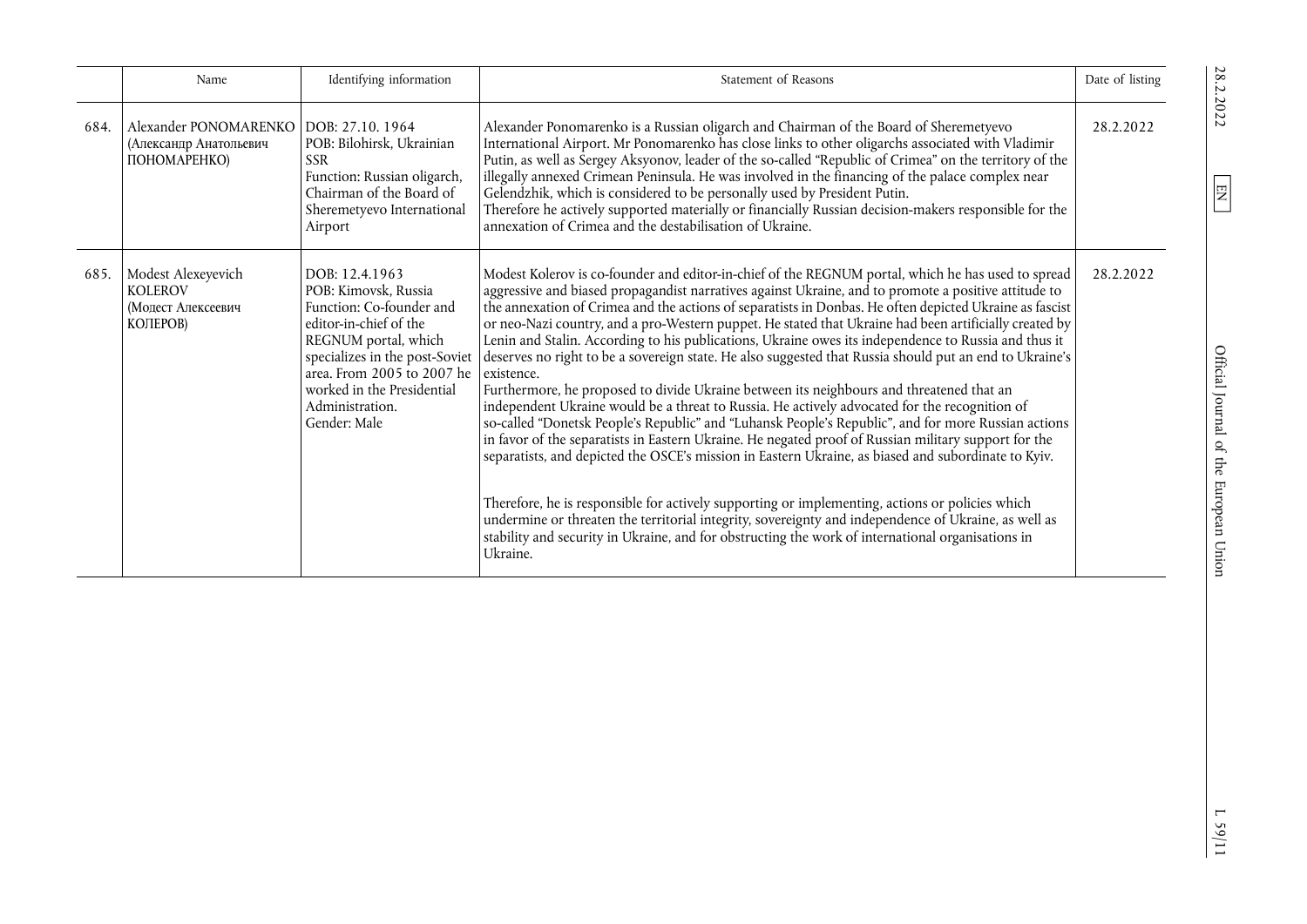| | Name | Identifying information | Statement of Reasons | Date of listing |
|---|---|---|---|---|
| 684. | Alexander PONOMARENKO (Александр Анатольевич ПОНОМАРЕНКО) | DOB: 27.10. 1964<br>POB: Bilohirsk, Ukrainian SSR<br>Function: Russian oligarch, Chairman of the Board of Sheremetyevo International Airport | Alexander Ponomarenko is a Russian oligarch and Chairman of the Board of Sheremetyevo International Airport. Mr Ponomarenko has close links to other oligarchs associated with Vladimir Putin, as well as Sergey Aksyonov, leader of the so-called "Republic of Crimea" on the territory of the illegally annexed Crimean Peninsula. He was involved in the financing of the palace complex near Gelendzhik, which is considered to be personally used by President Putin.<br>Therefore he actively supported materially or financially Russian decision-makers responsible for the annexation of Crimea and the destabilisation of Ukraine. | 28.2.2022 |
| 685. | Modest Alexeyevich KOLEROV (Модест Алексеевич КОЛЕРОВ) | DOB: 12.4.1963<br>POB: Kimovsk, Russia<br>Function: Co-founder and editor-in-chief of the REGNUM portal, which specializes in the post-Soviet area. From 2005 to 2007 he worked in the Presidential Administration.<br>Gender: Male | Modest Kolerov is co-founder and editor-in-chief of the REGNUM portal, which he has used to spread aggressive and biased propagandist narratives against Ukraine, and to promote a positive attitude to the annexation of Crimea and the actions of separatists in Donbas. He often depicted Ukraine as fascist or neo-Nazi country, and a pro-Western puppet. He stated that Ukraine had been artificially created by Lenin and Stalin. According to his publications, Ukraine owes its independence to Russia and thus it deserves no right to be a sovereign state. He also suggested that Russia should put an end to Ukraine's existence.<br>Furthermore, he proposed to divide Ukraine between its neighbours and threatened that an independent Ukraine would be a threat to Russia. He actively advocated for the recognition of so-called "Donetsk People's Republic" and "Luhansk People's Republic", and for more Russian actions in favor of the separatists in Eastern Ukraine. He negated proof of Russian military support for the separatists, and depicted the OSCE's mission in Eastern Ukraine, as biased and subordinate to Kyiv.<br><br>Therefore, he is responsible for actively supporting or implementing, actions or policies which undermine or threaten the territorial integrity, sovereignty and independence of Ukraine, as well as stability and security in Ukraine, and for obstructing the work of international organisations in Ukraine. | 28.2.2022 |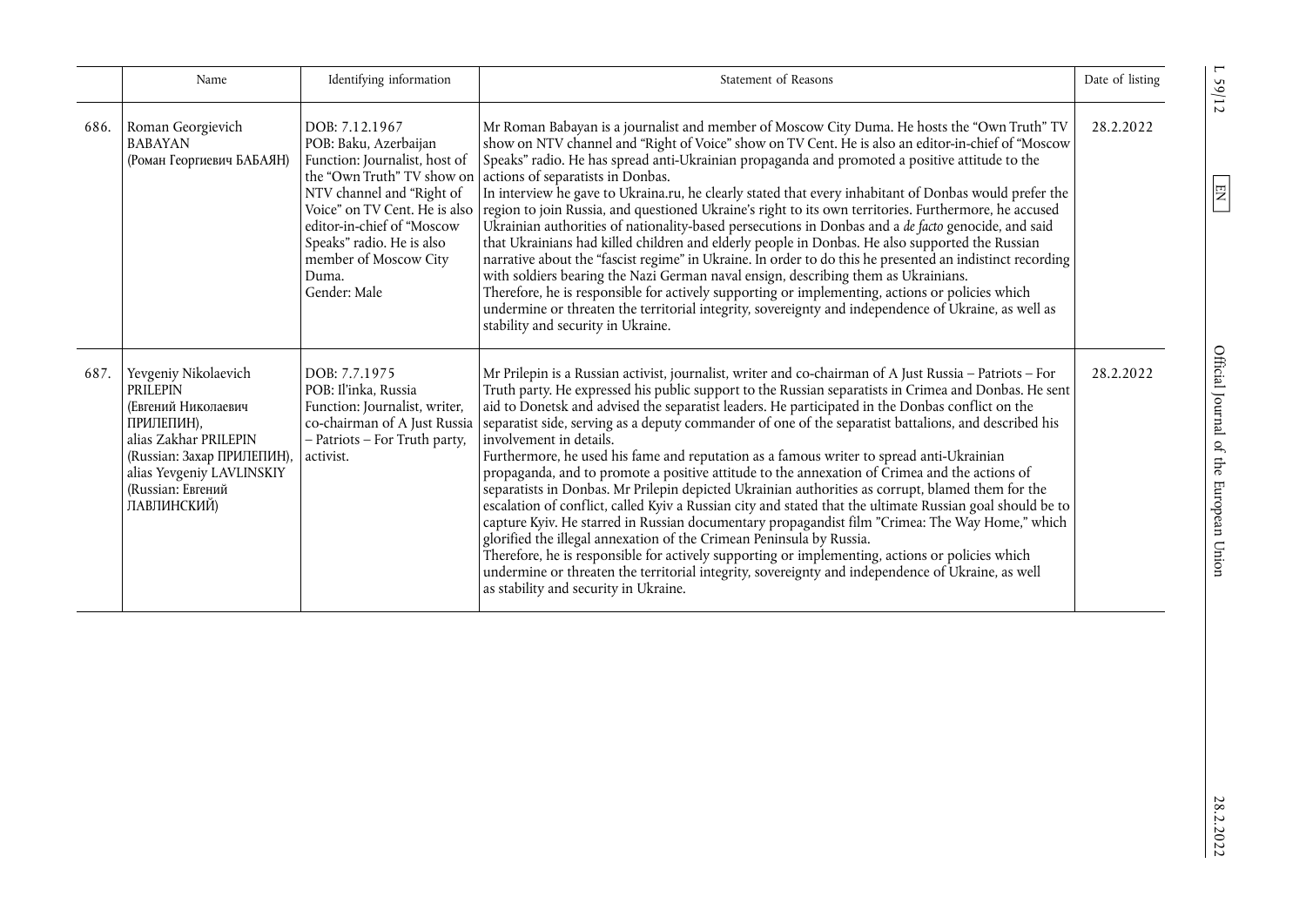|  | Name | Identifying information | Statement of Reasons | Date of listing |
|---|---|---|---|---|
| 686. | Roman Georgievich BABAYAN (Роман Георгиевич БАБАЯН) | DOB: 7.12.1967 POB: Baku, Azerbaijan Function: Journalist, host of the "Own Truth" TV show on NTV channel and "Right of Voice" on TV Cent. He is also editor-in-chief of "Moscow Speaks" radio. He is also member of Moscow City Duma. Gender: Male | Mr Roman Babayan is a journalist and member of Moscow City Duma. He hosts the "Own Truth" TV show on NTV channel and "Right of Voice" show on TV Cent. He is also an editor-in-chief of "Moscow Speaks" radio. He has spread anti-Ukrainian propaganda and promoted a positive attitude to the actions of separatists in Donbas. In interview he gave to Ukraina.ru, he clearly stated that every inhabitant of Donbas would prefer the region to join Russia, and questioned Ukraine's right to its own territories. Furthermore, he accused Ukrainian authorities of nationality-based persecutions in Donbas and a *de facto* genocide, and said that Ukrainians had killed children and elderly people in Donbas. He also supported the Russian narrative about the "fascist regime" in Ukraine. In order to do this he presented an indistinct recording with soldiers bearing the Nazi German naval ensign, describing them as Ukrainians. Therefore, he is responsible for actively supporting or implementing, actions or policies which undermine or threaten the territorial integrity, sovereignty and independence of Ukraine, as well as stability and security in Ukraine. | 28.2.2022 |
| 687. | Yevgeniy Nikolaevich PRILEPIN (Евгений Николаевич ПРИЛЕПИН), alias Zakhar PRILEPIN (Russian: Захар ПРИЛЕПИН), alias Yevgeniy LAVLINSKIY (Russian: Евгений ЛАВЛИНСКИЙ) | DOB: 7.7.1975 POB: Il'inka, Russia Function: Journalist, writer, co-chairman of A Just Russia – Patriots – For Truth party, activist. | Mr Prilepin is a Russian activist, journalist, writer and co-chairman of A Just Russia – Patriots – For Truth party. He expressed his public support to the Russian separatists in Crimea and Donbas. He sent aid to Donetsk and advised the separatist leaders. He participated in the Donbas conflict on the separatist side, serving as a deputy commander of one of the separatist battalions, and described his involvement in details. Furthermore, he used his fame and reputation as a famous writer to spread anti-Ukrainian propaganda, and to promote a positive attitude to the annexation of Crimea and the actions of separatists in Donbas. Mr Prilepin depicted Ukrainian authorities as corrupt, blamed them for the escalation of conflict, called Kyiv a Russian city and stated that the ultimate Russian goal should be to capture Kyiv. He starred in Russian documentary propagandist film "Crimea: The Way Home," which glorified the illegal annexation of the Crimean Peninsula by Russia. Therefore, he is responsible for actively supporting or implementing, actions or policies which undermine or threaten the territorial integrity, sovereignty and independence of Ukraine, as well as stability and security in Ukraine. | 28.2.2022 |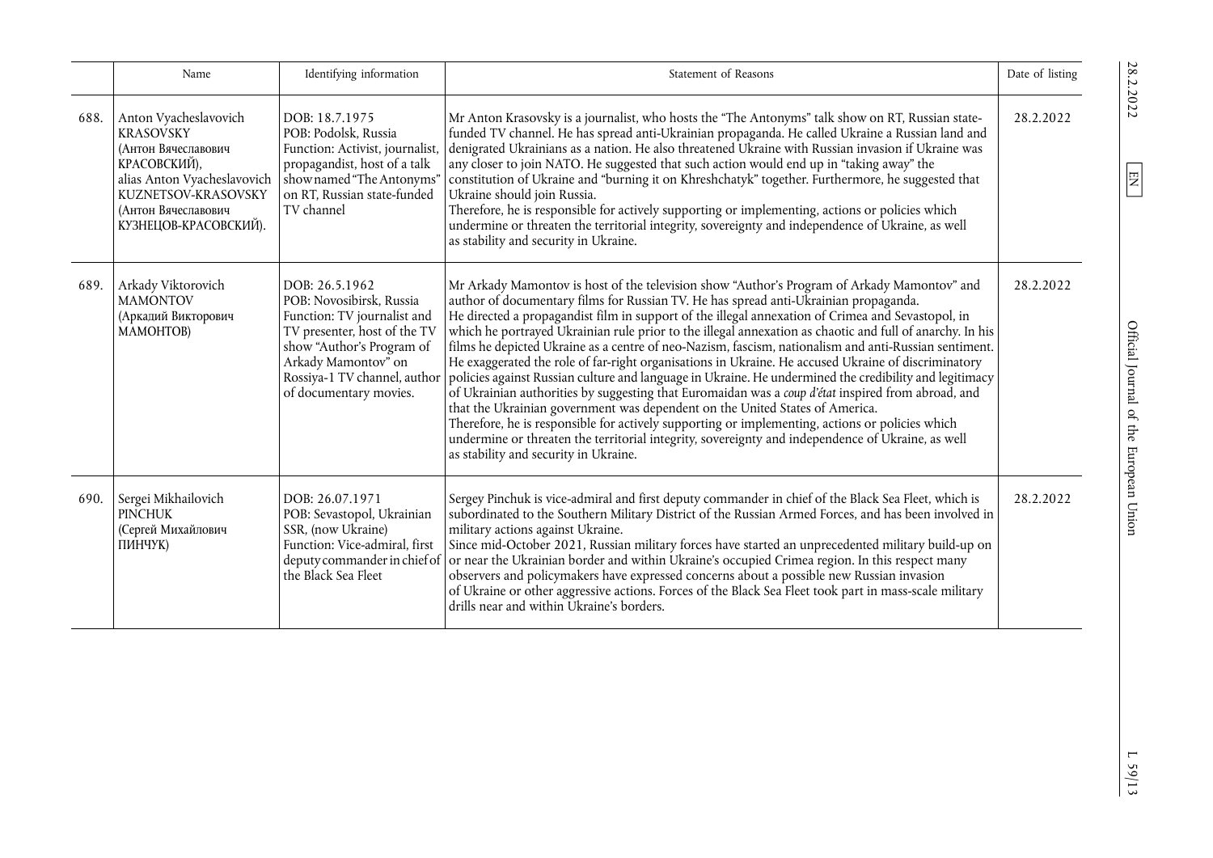| | Name | Identifying information | Statement of Reasons | Date of listing |
|---|---|---|---|---|
| 688. | Anton Vyacheslavovich KRASOVSKY (Антон Вячеславович КРАСОВСКИЙ), alias Anton Vyacheslavovich KUZNETSOV-KRASOVSKY (Антон Вячеславович КУЗНЕЦОВ-КРАСОВСКИЙ). | DOB: 18.7.1975<br>POB: Podolsk, Russia<br>Function: Activist, journalist, propagandist, host of a talk show named "The Antonyms" on RT, Russian state-funded TV channel | Mr Anton Krasovsky is a journalist, who hosts the "The Antonyms" talk show on RT, Russian state-funded TV channel. He has spread anti-Ukrainian propaganda. He called Ukraine a Russian land and denigrated Ukrainians as a nation. He also threatened Ukraine with Russian invasion if Ukraine was any closer to join NATO. He suggested that such action would end up in "taking away" the constitution of Ukraine and "burning it on Khreshchatyk" together. Furthermore, he suggested that Ukraine should join Russia.<br>Therefore, he is responsible for actively supporting or implementing, actions or policies which undermine or threaten the territorial integrity, sovereignty and independence of Ukraine, as well as stability and security in Ukraine. | 28.2.2022 |
| 689. | Arkady Viktorovich MAMONTOV (Аркадий Викторович МАМОНТОВ) | DOB: 26.5.1962<br>POB: Novosibirsk, Russia<br>Function: TV journalist and TV presenter, host of the TV show "Author's Program of Arkady Mamontov" on Rossiya-1 TV channel, author of documentary movies. | Mr Arkady Mamontov is host of the television show "Author's Program of Arkady Mamontov" and author of documentary films for Russian TV. He has spread anti-Ukrainian propaganda.<br>He directed a propagandist film in support of the illegal annexation of Crimea and Sevastopol, in which he portrayed Ukrainian rule prior to the illegal annexation as chaotic and full of anarchy. In his films he depicted Ukraine as a centre of neo-Nazism, fascism, nationalism and anti-Russian sentiment. He exaggerated the role of far-right organisations in Ukraine. He accused Ukraine of discriminatory policies against Russian culture and language in Ukraine. He undermined the credibility and legitimacy of Ukrainian authorities by suggesting that Euromaidan was a *coup d'état* inspired from abroad, and that the Ukrainian government was dependent on the United States of America.<br>Therefore, he is responsible for actively supporting or implementing, actions or policies which undermine or threaten the territorial integrity, sovereignty and independence of Ukraine, as well as stability and security in Ukraine. | 28.2.2022 |
| 690. | Sergei Mikhailovich PINCHUK (Сергей Михайлович ПИНЧУК) | DOB: 26.07.1971<br>POB: Sevastopol, Ukrainian SSR, (now Ukraine)<br>Function: Vice-admiral, first deputy commander in chief of the Black Sea Fleet | Sergey Pinchuk is vice-admiral and first deputy commander in chief of the Black Sea Fleet, which is subordinated to the Southern Military District of the Russian Armed Forces, and has been involved in military actions against Ukraine.<br>Since mid-October 2021, Russian military forces have started an unprecedented military build-up on or near the Ukrainian border and within Ukraine's occupied Crimea region. In this respect many observers and policymakers have expressed concerns about a possible new Russian invasion of Ukraine or other aggressive actions. Forces of the Black Sea Fleet took part in mass-scale military drills near and within Ukraine's borders. | 28.2.2022 |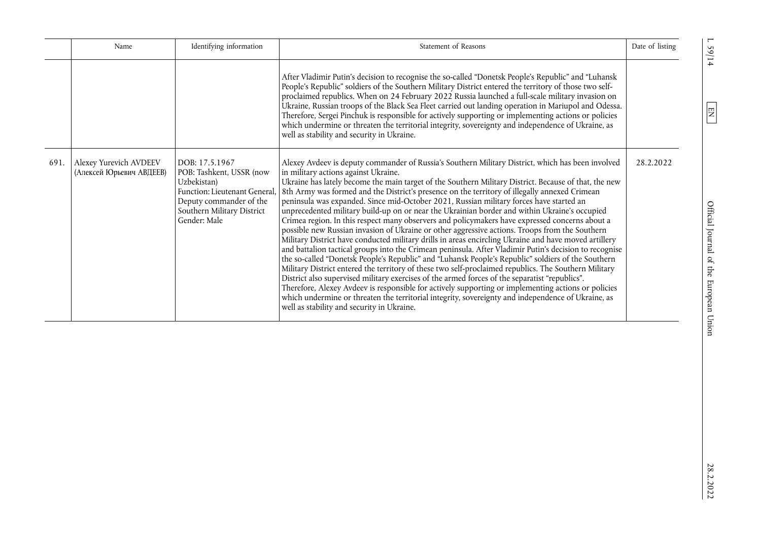| | Name | Identifying information | Statement of Reasons | Date of listing |
|---|---|---|---|---|
| | | | After Vladimir Putin's decision to recognise the so-called "Donetsk People's Republic" and "Luhansk People's Republic" soldiers of the Southern Military District entered the territory of those two self-proclaimed republics. When on 24 February 2022 Russia launched a full-scale military invasion on Ukraine, Russian troops of the Black Sea Fleet carried out landing operation in Mariupol and Odessa. Therefore, Sergei Pinchuk is responsible for actively supporting or implementing actions or policies which undermine or threaten the territorial integrity, sovereignty and independence of Ukraine, as well as stability and security in Ukraine. | |
| 691. | Alexey Yurevich AVDEEV (Алексей Юрьевич АВДЕЕВ) | DOB: 17.5.1967<br>POB: Tashkent, USSR (now Uzbekistan)<br>Function: Lieutenant General, Deputy commander of the Southern Military District<br>Gender: Male | Alexey Avdeev is deputy commander of Russia's Southern Military District, which has been involved in military actions against Ukraine.<br>Ukraine has lately become the main target of the Southern Military District. Because of that, the new 8th Army was formed and the District's presence on the territory of illegally annexed Crimean peninsula was expanded. Since mid-October 2021, Russian military forces have started an unprecedented military build-up on or near the Ukrainian border and within Ukraine's occupied Crimea region. In this respect many observers and policymakers have expressed concerns about a possible new Russian invasion of Ukraine or other aggressive actions. Troops from the Southern Military District have conducted military drills in areas encircling Ukraine and have moved artillery and battalion tactical groups into the Crimean peninsula. After Vladimir Putin's decision to recognise the so-called "Donetsk People's Republic" and "Luhansk People's Republic" soldiers of the Southern Military District entered the territory of these two self-proclaimed republics. The Southern Military District also supervised military exercises of the armed forces of the separatist "republics".<br>Therefore, Alexey Avdeev is responsible for actively supporting or implementing actions or policies which undermine or threaten the territorial integrity, sovereignty and independence of Ukraine, as well as stability and security in Ukraine. | 28.2.2022 |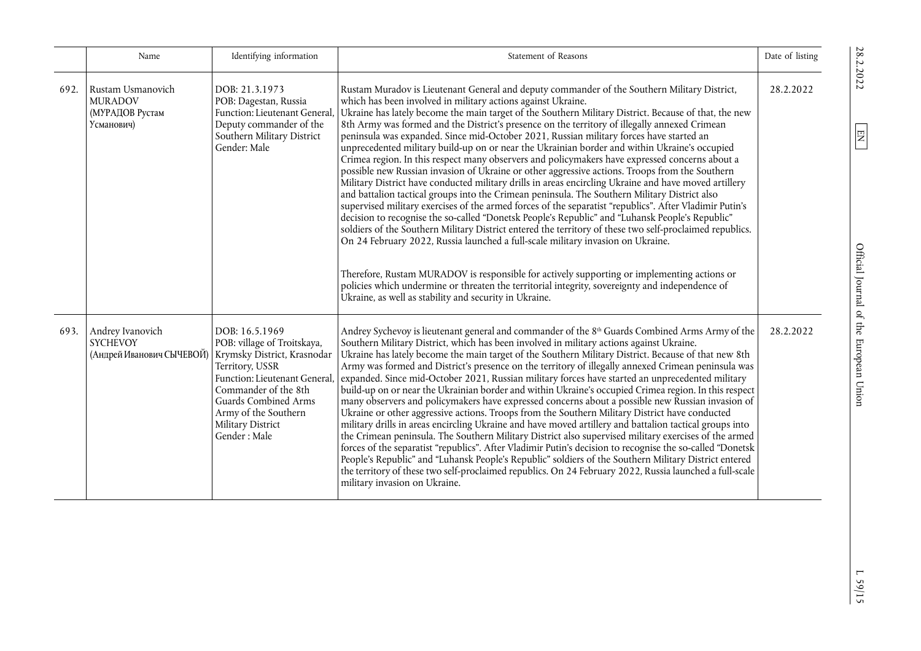| | Name | Identifying information | Statement of Reasons | Date of listing |
|---|---|---|---|---|
| 692. | Rustam Usmanovich MURADOV (МУРАДОВ Рустам Усманович) | DOB: 21.3.1973 POB: Dagestan, Russia Function: Lieutenant General, Deputy commander of the Southern Military District Gender: Male | Rustam Muradov is Lieutenant General and deputy commander of the Southern Military District, which has been involved in military actions against Ukraine. Ukraine has lately become the main target of the Southern Military District. Because of that, the new 8th Army was formed and the District's presence on the territory of illegally annexed Crimean peninsula was expanded. Since mid-October 2021, Russian military forces have started an unprecedented military build-up on or near the Ukrainian border and within Ukraine's occupied Crimea region. In this respect many observers and policymakers have expressed concerns about a possible new Russian invasion of Ukraine or other aggressive actions. Troops from the Southern Military District have conducted military drills in areas encircling Ukraine and have moved artillery and battalion tactical groups into the Crimean peninsula. The Southern Military District also supervised military exercises of the armed forces of the separatist "republics". After Vladimir Putin's decision to recognise the so-called "Donetsk People's Republic" and "Luhansk People's Republic" soldiers of the Southern Military District entered the territory of these two self-proclaimed republics. On 24 February 2022, Russia launched a full-scale military invasion on Ukraine.<br><br>Therefore, Rustam MURADOV is responsible for actively supporting or implementing actions or policies which undermine or threaten the territorial integrity, sovereignty and independence of Ukraine, as well as stability and security in Ukraine. | 28.2.2022 |
| 693. | Andrey Ivanovich SYCHEVOY (Андрей Иванович СЫЧЕВОЙ) | DOB: 16.5.1969 POB: village of Troitskaya, Krymsky District, Krasnodar Territory, USSR Function: Lieutenant General, Commander of the 8th Guards Combined Arms Army of the Southern Military District Gender : Male | Andrey Sychevoy is lieutenant general and commander of the 8th Guards Combined Arms Army of the Southern Military District, which has been involved in military actions against Ukraine. Ukraine has lately become the main target of the Southern Military District. Because of that new 8th Army was formed and District's presence on the territory of illegally annexed Crimean peninsula was expanded. Since mid-October 2021, Russian military forces have started an unprecedented military build-up on or near the Ukrainian border and within Ukraine's occupied Crimea region. In this respect many observers and policymakers have expressed concerns about a possible new Russian invasion of Ukraine or other aggressive actions. Troops from the Southern Military District have conducted military drills in areas encircling Ukraine and have moved artillery and battalion tactical groups into the Crimean peninsula. The Southern Military District also supervised military exercises of the armed forces of the separatist "republics". After Vladimir Putin's decision to recognise the so-called "Donetsk People's Republic" and "Luhansk People's Republic" soldiers of the Southern Military District entered the territory of these two self-proclaimed republics. On 24 February 2022, Russia launched a full-scale military invasion on Ukraine. | 28.2.2022 |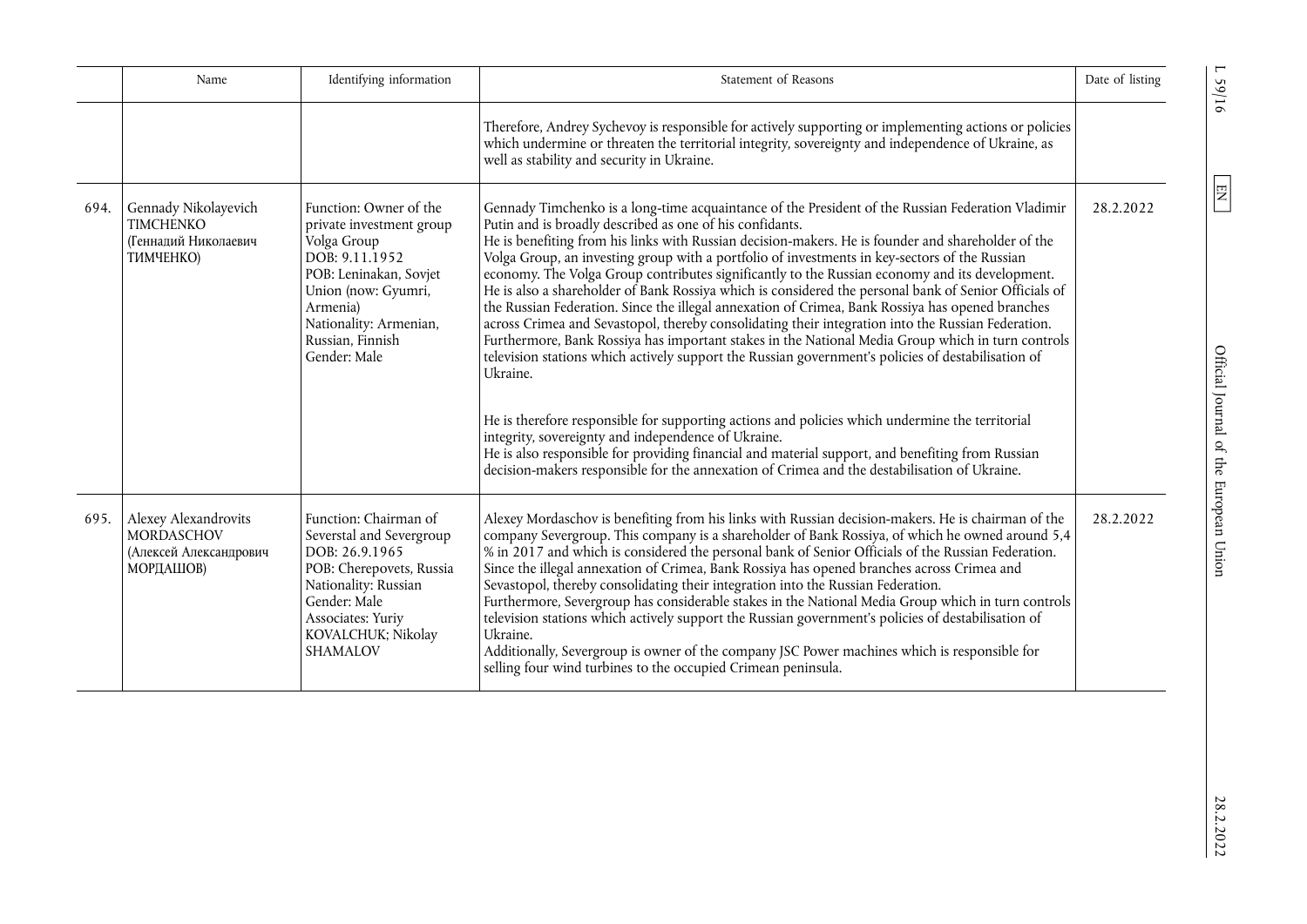| | Name | Identifying information | Statement of Reasons | Date of listing |
|---|---|---|---|---|
| | | | Therefore, Andrey Sychevoy is responsible for actively supporting or implementing actions or policies which undermine or threaten the territorial integrity, sovereignty and independence of Ukraine, as well as stability and security in Ukraine. | |
| 694. | Gennady Nikolayevich TIMCHENKO (Геннадий Николаевич ТИМЧЕНКО) | Function: Owner of the private investment group Volga Group<br>DOB: 9.11.1952<br>POB: Leninakan, Sovjet Union (now: Gyumri, Armenia)<br>Nationality: Armenian, Russian, Finnish<br>Gender: Male | Gennady Timchenko is a long-time acquaintance of the President of the Russian Federation Vladimir Putin and is broadly described as one of his confidants.<br>He is benefiting from his links with Russian decision-makers. He is founder and shareholder of the Volga Group, an investing group with a portfolio of investments in key-sectors of the Russian economy. The Volga Group contributes significantly to the Russian economy and its development. He is also a shareholder of Bank Rossiya which is considered the personal bank of Senior Officials of the Russian Federation. Since the illegal annexation of Crimea, Bank Rossiya has opened branches across Crimea and Sevastopol, thereby consolidating their integration into the Russian Federation. Furthermore, Bank Rossiya has important stakes in the National Media Group which in turn controls television stations which actively support the Russian government's policies of destabilisation of Ukraine.<br><br>He is therefore responsible for supporting actions and policies which undermine the territorial integrity, sovereignty and independence of Ukraine.<br>He is also responsible for providing financial and material support, and benefiting from Russian decision-makers responsible for the annexation of Crimea and the destabilisation of Ukraine. | 28.2.2022 |
| 695. | Alexey Alexandrovits MORDASCHOV (Алексей Александрович МОРДАШОВ) | Function: Chairman of Severstal and Severgroup<br>DOB: 26.9.1965<br>POB: Cherepovets, Russia<br>Nationality: Russian<br>Gender: Male<br>Associates: Yuriy KOVALCHUK; Nikolay SHAMALOV | Alexey Mordaschov is benefiting from his links with Russian decision-makers. He is chairman of the company Severgroup. This company is a shareholder of Bank Rossiya, of which he owned around 5,4 % in 2017 and which is considered the personal bank of Senior Officials of the Russian Federation. Since the illegal annexation of Crimea, Bank Rossiya has opened branches across Crimea and Sevastopol, thereby consolidating their integration into the Russian Federation.<br>Furthermore, Severgroup has considerable stakes in the National Media Group which in turn controls television stations which actively support the Russian government's policies of destabilisation of Ukraine.<br>Additionally, Severgroup is owner of the company JSC Power machines which is responsible for selling four wind turbines to the occupied Crimean peninsula. | 28.2.2022 |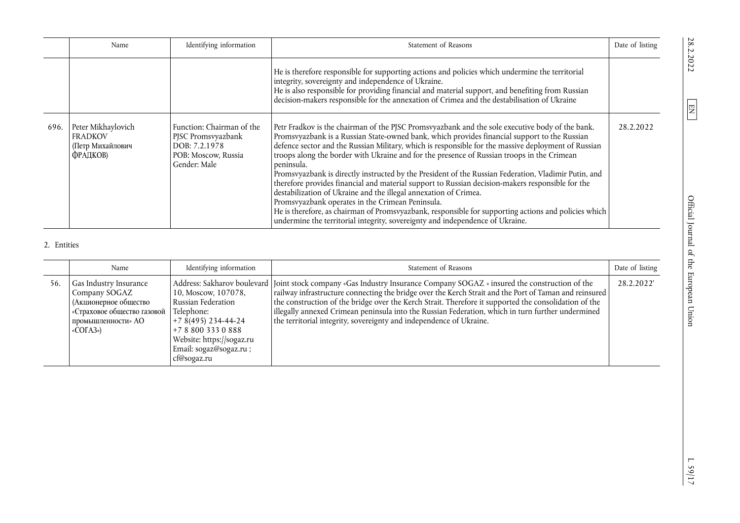| | Name | Identifying information | Statement of Reasons | Date of listing |
|---|---|---|---|---|
| | | | He is therefore responsible for supporting actions and policies which undermine the territorial integrity, sovereignty and independence of Ukraine.<br>He is also responsible for providing financial and material support, and benefiting from Russian decision-makers responsible for the annexation of Crimea and the destabilisation of Ukraine | |
| 696. | Peter Mikhaylovich FRADKOV<br>(Петр Михайлович ФРАДКОВ) | Function: Chairman of the PJSC Promsvyazbank<br>DOB: 7.2.1978<br>POB: Moscow, Russia<br>Gender: Male | Petr Fradkov is the chairman of the PJSC Promsvyazbank and the sole executive body of the bank. Promsvyazbank is a Russian State-owned bank, which provides financial support to the Russian defence sector and the Russian Military, which is responsible for the massive deployment of Russian troops along the border with Ukraine and for the presence of Russian troops in the Crimean peninsula.<br>Promsvyazbank is directly instructed by the President of the Russian Federation, Vladimir Putin, and therefore provides financial and material support to Russian decision-makers responsible for the destabilization of Ukraine and the illegal annexation of Crimea.<br>Promsvyazbank operates in the Crimean Peninsula.<br>He is therefore, as chairman of Promsvyazbank, responsible for supporting actions and policies which undermine the territorial integrity, sovereignty and independence of Ukraine. | 28.2.2022 |

2. Entities

| | Name | Identifying information | Statement of Reasons | Date of listing |
|---|---|---|---|---|
| 56. | Gas Industry Insurance Company SOGAZ<br>(Акционерное общество «Страховое общество газовой промышленности» АО «СОГАЗ») | Address: Sakharov boulevard 10, Moscow, 107078, Russian Federation<br>Telephone:<br>+7 8(495) 234-44-24<br>+7 8 800 333 0 888<br>Website: https://sogaz.ru<br>Email: sogaz@sogaz.ru ; cf@sogaz.ru | Joint stock company «Gas Industry Insurance Company SOGAZ » insured the construction of the railway infrastructure connecting the bridge over the Kerch Strait and the Port of Taman and reinsured the construction of the bridge over the Kerch Strait. Therefore it supported the consolidation of the illegally annexed Crimean peninsula into the Russian Federation, which in turn further undermined the territorial integrity, sovereignty and independence of Ukraine. | 28.2.2022' |